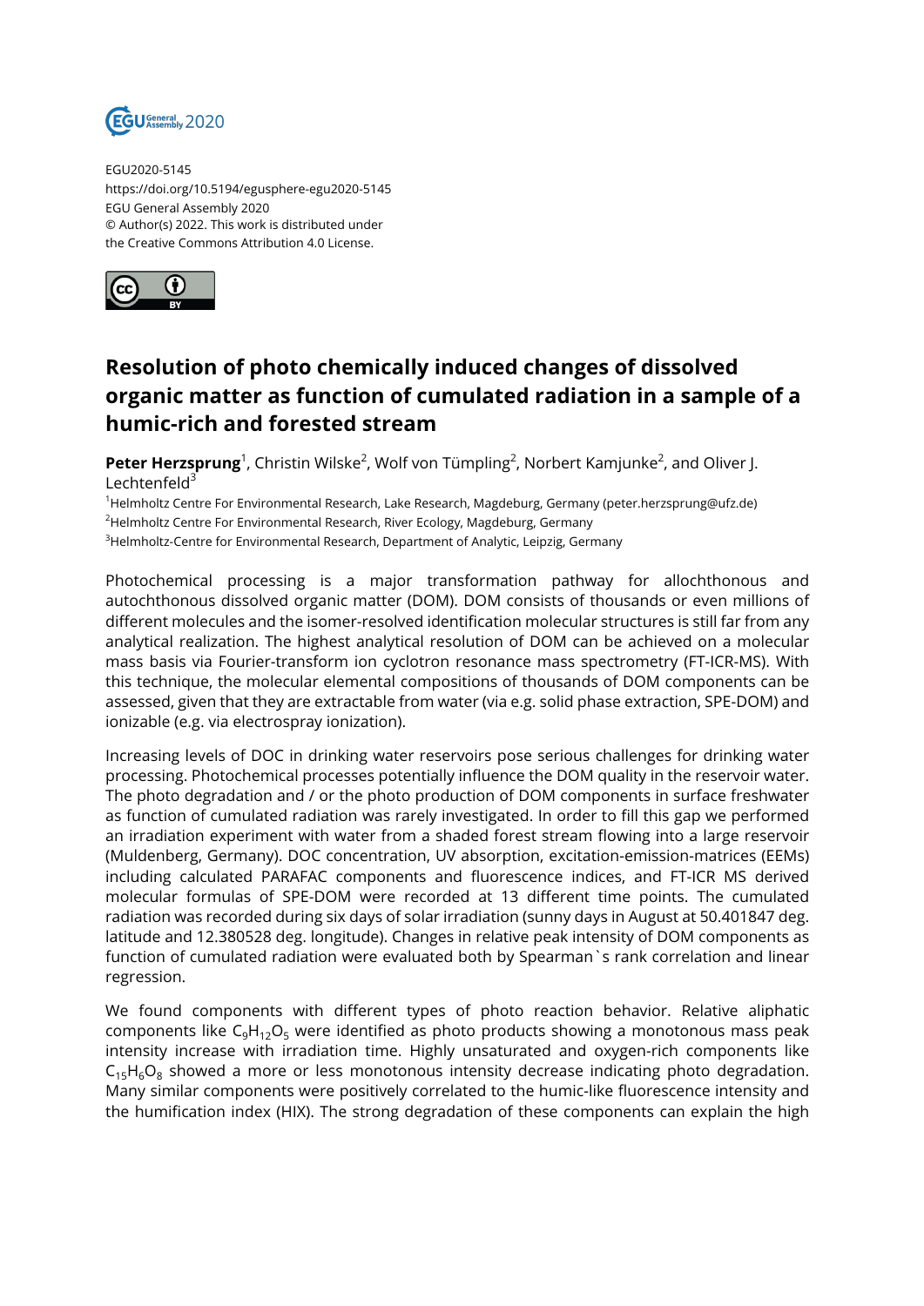EGU2020-5145
https://doi.org/10.5194/egusphere-egu2020-5145
EGU General Assembly 2020
© Author(s) 2022. This work is distributed under
the Creative Commons Attribution 4.0 License.

# Resolution of photo chemically induced changes of dissolved organic matter as function of cumulated radiation in a sample of a humic-rich and forested stream

**Peter Herzsprung**[1], Christin Wilske[2], Wolf von Tümpling[2], Norbert Kamjunke[2], and Oliver J. Lechtenfeld[3]

[1]Helmholtz Centre For Environmental Research, Lake Research, Magdeburg, Germany (peter.herzsprung@ufz.de)
[2]Helmholtz Centre For Environmental Research, River Ecology, Magdeburg, Germany
[3]Helmholtz-Centre for Environmental Research, Department of Analytic, Leipzig, Germany

Photochemical processing is a major transformation pathway for allochthonous and autochthonous dissolved organic matter (DOM). DOM consists of thousands or even millions of different molecules and the isomer-resolved identification molecular structures is still far from any analytical realization. The highest analytical resolution of DOM can be achieved on a molecular mass basis via Fourier-transform ion cyclotron resonance mass spectrometry (FT-ICR-MS). With this technique, the molecular elemental compositions of thousands of DOM components can be assessed, given that they are extractable from water (via e.g. solid phase extraction, SPE-DOM) and ionizable (e.g. via electrospray ionization).

Increasing levels of DOC in drinking water reservoirs pose serious challenges for drinking water processing. Photochemical processes potentially influence the DOM quality in the reservoir water. The photo degradation and / or the photo production of DOM components in surface freshwater as function of cumulated radiation was rarely investigated. In order to fill this gap we performed an irradiation experiment with water from a shaded forest stream flowing into a large reservoir (Muldenberg, Germany). DOC concentration, UV absorption, excitation-emission-matrices (EEMs) including calculated PARAFAC components and fluorescence indices, and FT-ICR MS derived molecular formulas of SPE-DOM were recorded at 13 different time points. The cumulated radiation was recorded during six days of solar irradiation (sunny days in August at 50.401847 deg. latitude and 12.380528 deg. longitude). Changes in relative peak intensity of DOM components as function of cumulated radiation were evaluated both by Spearman`s rank correlation and linear regression.

We found components with different types of photo reaction behavior. Relative aliphatic components like $C_9H_{12}O_5$ were identified as photo products showing a monotonous mass peak intensity increase with irradiation time. Highly unsaturated and oxygen-rich components like $C_{15}H_6O_8$ showed a more or less monotonous intensity decrease indicating photo degradation. Many similar components were positively correlated to the humic-like fluorescence intensity and the humification index (HIX). The strong degradation of these components can explain the high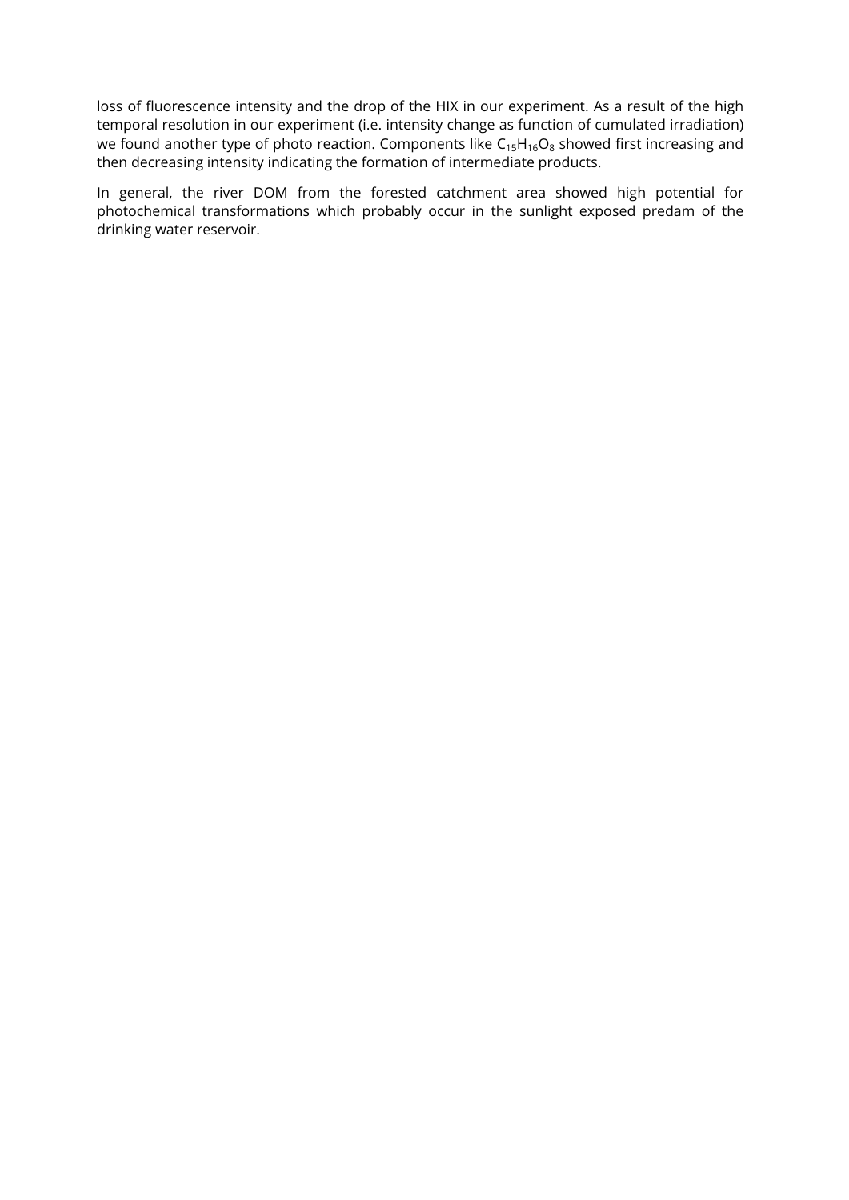loss of fluorescence intensity and the drop of the HIX in our experiment. As a result of the high temporal resolution in our experiment (i.e. intensity change as function of cumulated irradiation) we found another type of photo reaction. Components like $C_{15}H_{16}O_8$ showed first increasing and then decreasing intensity indicating the formation of intermediate products.

In general, the river DOM from the forested catchment area showed high potential for photochemical transformations which probably occur in the sunlight exposed predam of the drinking water reservoir.